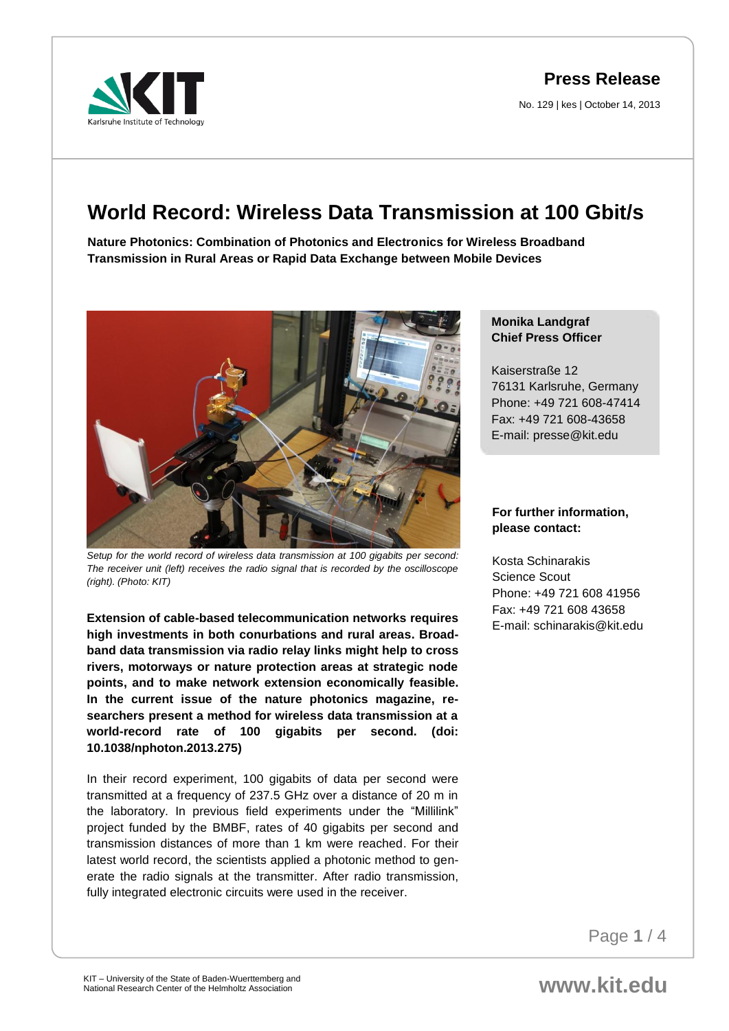**Press Release**

No. 129 | kes | October 14, 2013

# World Record: Wireless Data Transmission at 100 Gbit/s

**Nature Photonics: Combination of Photonics and Electronics for Wireless Broadband Transmission in Rural Areas or Rapid Data Exchange between Mobile Devices**

*Setup for the world record of wireless data transmission at 100 gigabits per second: The receiver unit (left) receives the radio signal that is recorded by the oscilloscope (right). (Photo: KIT)*

**Monika Landgraf**
**Chief Press Officer**

Kaiserstraße 12
76131 Karlsruhe, Germany
Phone: +49 721 608-47414
Fax: +49 721 608-43658
E-mail: presse@kit.edu

**For further information, please contact:**

Kosta Schinarakis
Science Scout
Phone: +49 721 608 41956
Fax: +49 721 608 43658
E-mail: schinarakis@kit.edu

**Extension of cable-based telecommunication networks requires high investments in both conurbations and rural areas. Broadband data transmission via radio relay links might help to cross rivers, motorways or nature protection areas at strategic node points, and to make network extension economically feasible. In the current issue of the nature photonics magazine, researchers present a method for wireless data transmission at a world-record rate of 100 gigabits per second. (doi: 10.1038/nphoton.2013.275)**

In their record experiment, 100 gigabits of data per second were transmitted at a frequency of 237.5 GHz over a distance of 20 m in the laboratory. In previous field experiments under the "Millilink" project funded by the BMBF, rates of 40 gigabits per second and transmission distances of more than 1 km were reached. For their latest world record, the scientists applied a photonic method to generate the radio signals at the transmitter. After radio transmission, fully integrated electronic circuits were used in the receiver.

KIT – University of the State of Baden-Wuerttemberg and National Research Center of the Helmholtz Association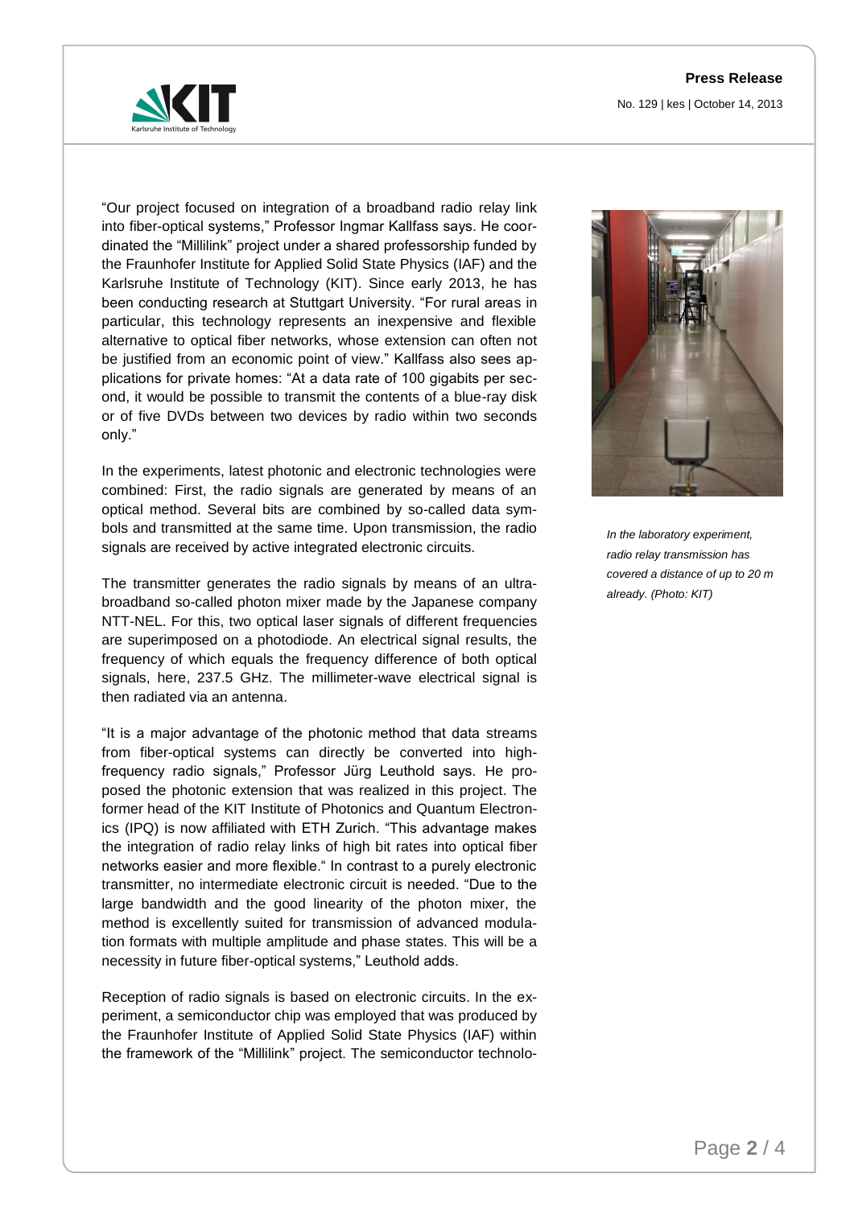"Our project focused on integration of a broadband radio relay link into fiber-optical systems," Professor Ingmar Kallfass says. He coordinated the "Millilink" project under a shared professorship funded by the Fraunhofer Institute for Applied Solid State Physics (IAF) and the Karlsruhe Institute of Technology (KIT). Since early 2013, he has been conducting research at Stuttgart University. "For rural areas in particular, this technology represents an inexpensive and flexible alternative to optical fiber networks, whose extension can often not be justified from an economic point of view." Kallfass also sees applications for private homes: "At a data rate of 100 gigabits per second, it would be possible to transmit the contents of a blue-ray disk or of five DVDs between two devices by radio within two seconds only."

In the experiments, latest photonic and electronic technologies were combined: First, the radio signals are generated by means of an optical method. Several bits are combined by so-called data symbols and transmitted at the same time. Upon transmission, the radio signals are received by active integrated electronic circuits.

The transmitter generates the radio signals by means of an ultra-broadband so-called photon mixer made by the Japanese company NTT-NEL. For this, two optical laser signals of different frequencies are superimposed on a photodiode. An electrical signal results, the frequency of which equals the frequency difference of both optical signals, here, 237.5 GHz. The millimeter-wave electrical signal is then radiated via an antenna.

"It is a major advantage of the photonic method that data streams from fiber-optical systems can directly be converted into high-frequency radio signals," Professor Jürg Leuthold says. He proposed the photonic extension that was realized in this project. The former head of the KIT Institute of Photonics and Quantum Electronics (IPQ) is now affiliated with ETH Zurich. "This advantage makes the integration of radio relay links of high bit rates into optical fiber networks easier and more flexible." In contrast to a purely electronic transmitter, no intermediate electronic circuit is needed. "Due to the large bandwidth and the good linearity of the photon mixer, the method is excellently suited for transmission of advanced modulation formats with multiple amplitude and phase states. This will be a necessity in future fiber-optical systems," Leuthold adds.

Reception of radio signals is based on electronic circuits. In the experiment, a semiconductor chip was employed that was produced by the Fraunhofer Institute of Applied Solid State Physics (IAF) within the framework of the "Millilink" project. The semiconductor technolo-

*In the laboratory experiment, radio relay transmission has covered a distance of up to 20 m already. (Photo: KIT)*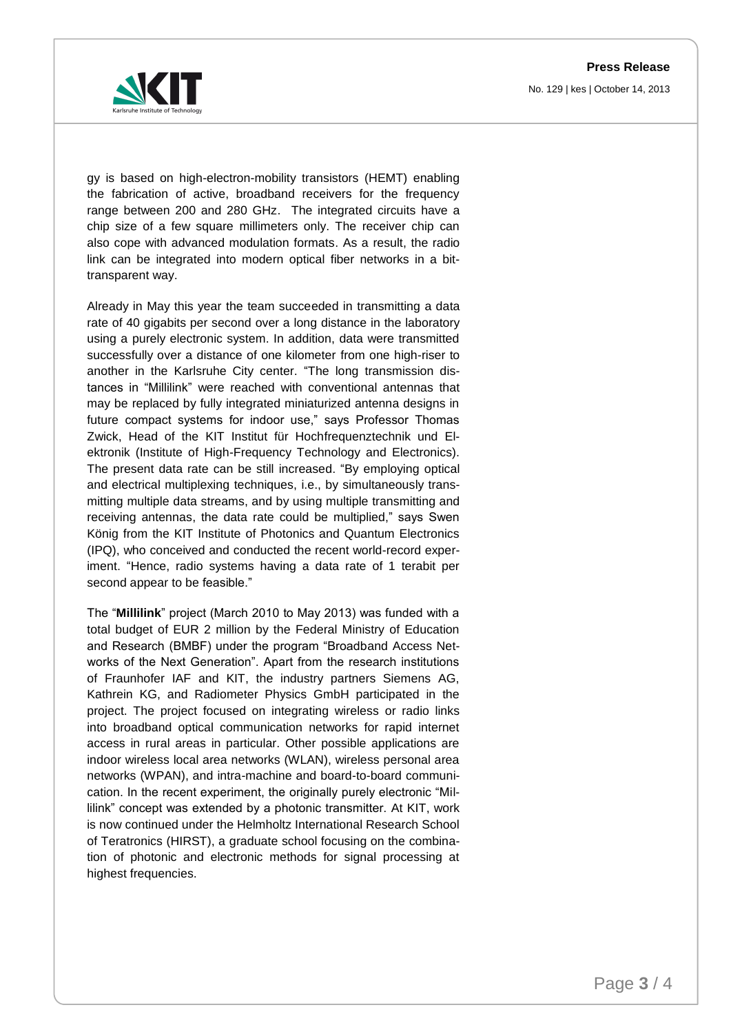gy is based on high-electron-mobility transistors (HEMT) enabling the fabrication of active, broadband receivers for the frequency range between 200 and 280 GHz. The integrated circuits have a chip size of a few square millimeters only. The receiver chip can also cope with advanced modulation formats. As a result, the radio link can be integrated into modern optical fiber networks in a bit-transparent way.

Already in May this year the team succeeded in transmitting a data rate of 40 gigabits per second over a long distance in the laboratory using a purely electronic system. In addition, data were transmitted successfully over a distance of one kilometer from one high-riser to another in the Karlsruhe City center. "The long transmission distances in "Millilink" were reached with conventional antennas that may be replaced by fully integrated miniaturized antenna designs in future compact systems for indoor use," says Professor Thomas Zwick, Head of the KIT Institut für Hochfrequenztechnik und Elektronik (Institute of High-Frequency Technology and Electronics). The present data rate can be still increased. "By employing optical and electrical multiplexing techniques, i.e., by simultaneously transmitting multiple data streams, and by using multiple transmitting and receiving antennas, the data rate could be multiplied," says Swen König from the KIT Institute of Photonics and Quantum Electronics (IPQ), who conceived and conducted the recent world-record experiment. "Hence, radio systems having a data rate of 1 terabit per second appear to be feasible."

The "**Millilink**" project (March 2010 to May 2013) was funded with a total budget of EUR 2 million by the Federal Ministry of Education and Research (BMBF) under the program "Broadband Access Networks of the Next Generation". Apart from the research institutions of Fraunhofer IAF and KIT, the industry partners Siemens AG, Kathrein KG, and Radiometer Physics GmbH participated in the project. The project focused on integrating wireless or radio links into broadband optical communication networks for rapid internet access in rural areas in particular. Other possible applications are indoor wireless local area networks (WLAN), wireless personal area networks (WPAN), and intra-machine and board-to-board communication. In the recent experiment, the originally purely electronic "Millilink" concept was extended by a photonic transmitter. At KIT, work is now continued under the Helmholtz International Research School of Teratronics (HIRST), a graduate school focusing on the combination of photonic and electronic methods for signal processing at highest frequencies.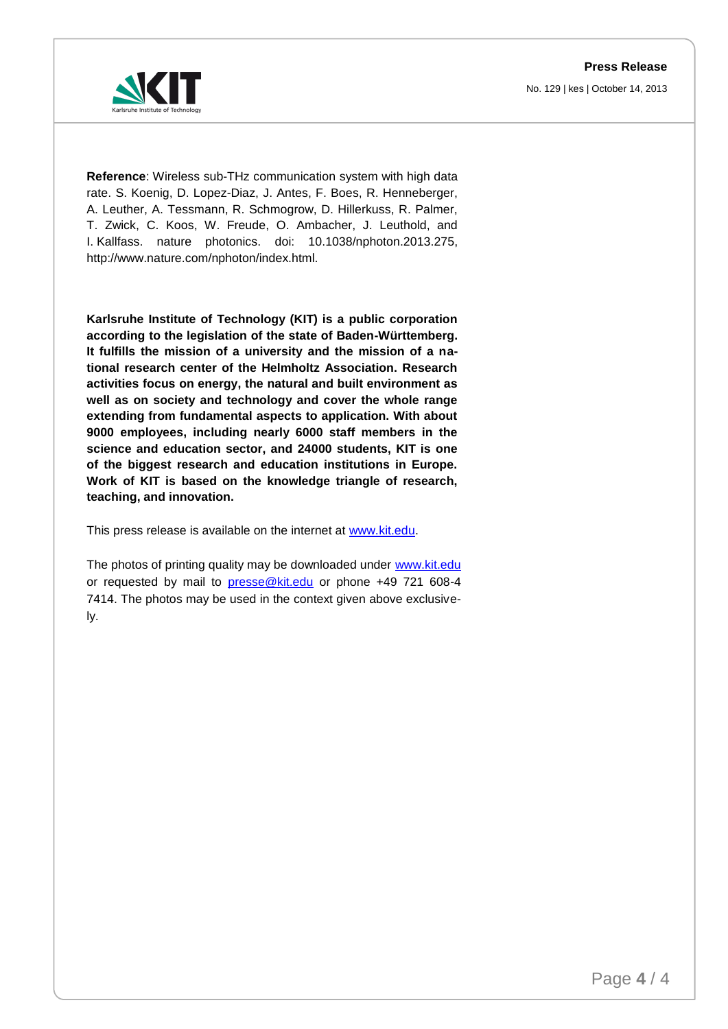**Reference**: Wireless sub-THz communication system with high data rate. S. Koenig, D. Lopez-Diaz, J. Antes, F. Boes, R. Henneberger, A. Leuther, A. Tessmann, R. Schmogrow, D. Hillerkuss, R. Palmer, T. Zwick, C. Koos, W. Freude, O. Ambacher, J. Leuthold, and I. Kallfass. nature photonics. doi: 10.1038/nphoton.2013.275, http://www.nature.com/nphoton/index.html.

**Karlsruhe Institute of Technology (KIT) is a public corporation according to the legislation of the state of Baden-Württemberg. It fulfills the mission of a university and the mission of a national research center of the Helmholtz Association. Research activities focus on energy, the natural and built environment as well as on society and technology and cover the whole range extending from fundamental aspects to application. With about 9000 employees, including nearly 6000 staff members in the science and education sector, and 24000 students, KIT is one of the biggest research and education institutions in Europe. Work of KIT is based on the knowledge triangle of research, teaching, and innovation.**

This press release is available on the internet at www.kit.edu.

The photos of printing quality may be downloaded under www.kit.edu or requested by mail to presse@kit.edu or phone +49 721 608-4 7414. The photos may be used in the context given above exclusively.